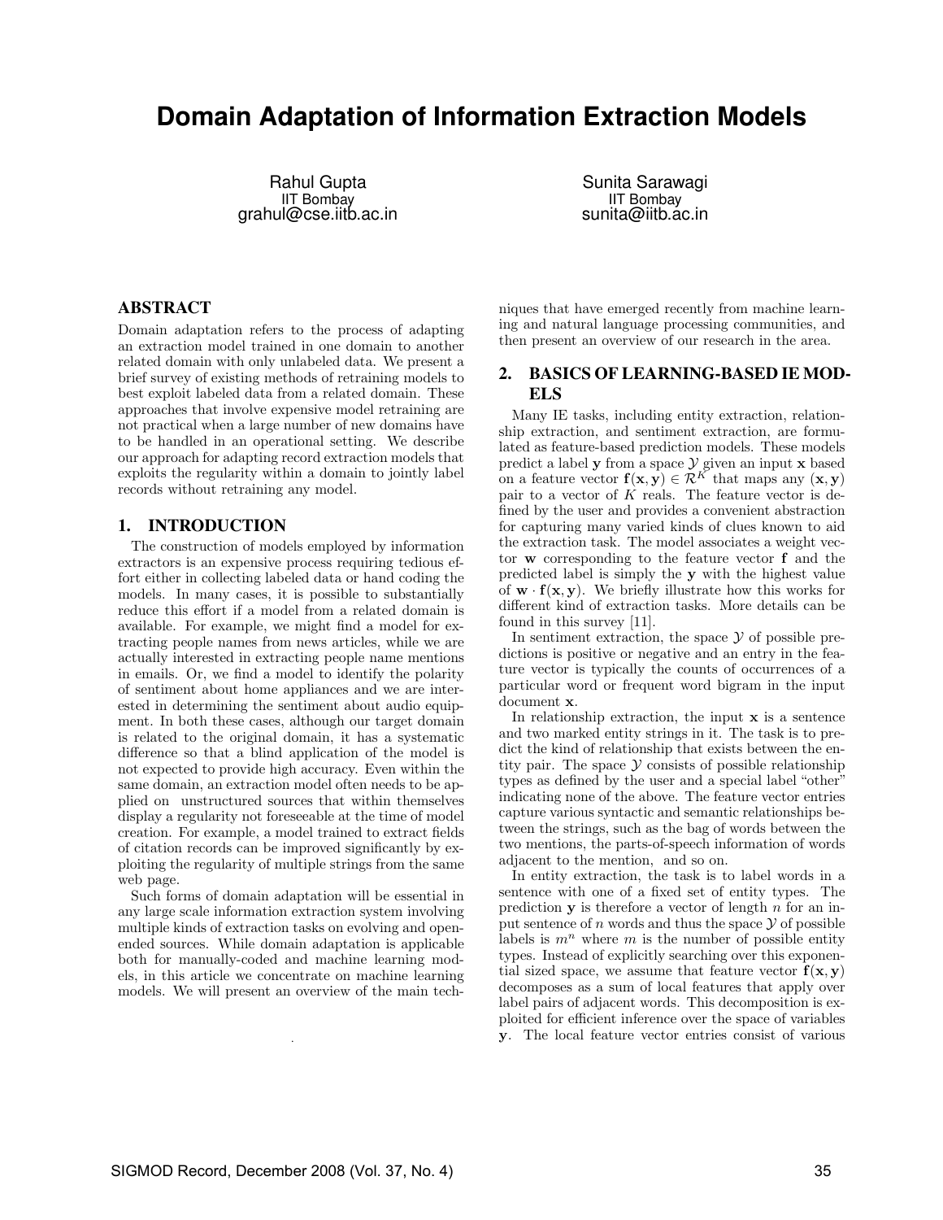# Domain Adaptation of Information Extraction Models

Rahul Gupta
IIT Bombay
grahul@cse.iitb.ac.in

Sunita Sarawagi
IIT Bombay
sunita@iitb.ac.in

## ABSTRACT

Domain adaptation refers to the process of adapting an extraction model trained in one domain to another related domain with only unlabeled data. We present a brief survey of existing methods of retraining models to best exploit labeled data from a related domain. These approaches that involve expensive model retraining are not practical when a large number of new domains have to be handled in an operational setting. We describe our approach for adapting record extraction models that exploits the regularity within a domain to jointly label records without retraining any model.

## 1. INTRODUCTION

The construction of models employed by information extractors is an expensive process requiring tedious effort either in collecting labeled data or hand coding the models. In many cases, it is possible to substantially reduce this effort if a model from a related domain is available. For example, we might find a model for extracting people names from news articles, while we are actually interested in extracting people name mentions in emails. Or, we find a model to identify the polarity of sentiment about home appliances and we are interested in determining the sentiment about audio equipment. In both these cases, although our target domain is related to the original domain, it has a systematic difference so that a blind application of the model is not expected to provide high accuracy. Even within the same domain, an extraction model often needs to be applied on unstructured sources that within themselves display a regularity not foreseeable at the time of model creation. For example, a model trained to extract fields of citation records can be improved significantly by exploiting the regularity of multiple strings from the same web page.

Such forms of domain adaptation will be essential in any large scale information extraction system involving multiple kinds of extraction tasks on evolving and open-ended sources. While domain adaptation is applicable both for manually-coded and machine learning models, in this article we concentrate on machine learning models. We will present an overview of the main techniques that have emerged recently from machine learning and natural language processing communities, and then present an overview of our research in the area.

## 2. BASICS OF LEARNING-BASED IE MODELS

Many IE tasks, including entity extraction, relationship extraction, and sentiment extraction, are formulated as feature-based prediction models. These models predict a label $\mathbf{y}$ from a space $\mathcal{Y}$ given an input $\mathbf{x}$ based on a feature vector $\mathbf{f}(\mathbf{x}, \mathbf{y}) \in \mathcal{R}^K$ that maps any $(\mathbf{x}, \mathbf{y})$ pair to a vector of $K$ reals. The feature vector is defined by the user and provides a convenient abstraction for capturing many varied kinds of clues known to aid the extraction task. The model associates a weight vector $\mathbf{w}$ corresponding to the feature vector $\mathbf{f}$ and the predicted label is simply the $\mathbf{y}$ with the highest value of $\mathbf{w} \cdot \mathbf{f}(\mathbf{x}, \mathbf{y})$. We briefly illustrate how this works for different kind of extraction tasks. More details can be found in this survey [11].

In sentiment extraction, the space $\mathcal{Y}$ of possible predictions is positive or negative and an entry in the feature vector is typically the counts of occurrences of a particular word or frequent word bigram in the input document $\mathbf{x}$.

In relationship extraction, the input $\mathbf{x}$ is a sentence and two marked entity strings in it. The task is to predict the kind of relationship that exists between the entity pair. The space $\mathcal{Y}$ consists of possible relationship types as defined by the user and a special label "other" indicating none of the above. The feature vector entries capture various syntactic and semantic relationships between the strings, such as the bag of words between the two mentions, the parts-of-speech information of words adjacent to the mention, and so on.

In entity extraction, the task is to label words in a sentence with one of a fixed set of entity types. The prediction $\mathbf{y}$ is therefore a vector of length $n$ for an input sentence of $n$ words and thus the space $\mathcal{Y}$ of possible labels is $m^n$ where $m$ is the number of possible entity types. Instead of explicitly searching over this exponential sized space, we assume that feature vector $\mathbf{f}(\mathbf{x}, \mathbf{y})$ decomposes as a sum of local features that apply over label pairs of adjacent words. This decomposition is exploited for efficient inference over the space of variables $\mathbf{y}$. The local feature vector entries consist of various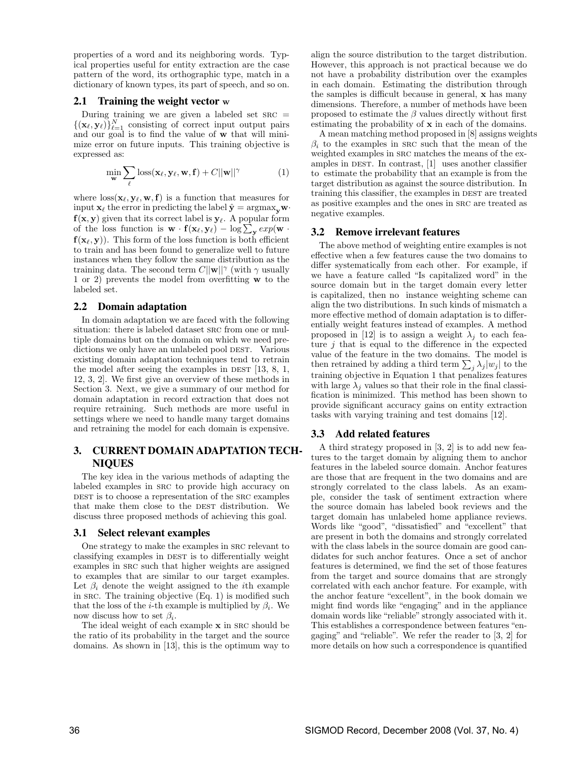properties of a word and its neighboring words. Typical properties useful for entity extraction are the case pattern of the word, its orthographic type, match in a dictionary of known types, its part of speech, and so on.

### 2.1 Training the weight vector w

During training we are given a labeled set SRC = $\{(\mathbf{x}_\ell, \mathbf{y}_\ell)\}_{\ell=1}^N$ consisting of correct input output pairs and our goal is to find the value of $\mathbf{w}$ that will minimize error on future inputs. This training objective is expressed as:

$$\min_{\mathbf{w}} \sum_{\ell} \text{loss}(\mathbf{x}_\ell, \mathbf{y}_\ell, \mathbf{w}, \mathbf{f}) + C||\mathbf{w}||^\gamma \tag{1}$$

where $\text{loss}(\mathbf{x}_\ell, \mathbf{y}_\ell, \mathbf{w}, \mathbf{f})$ is a function that measures for input $\mathbf{x}_\ell$ the error in predicting the label $\hat{\mathbf{y}} = \text{argmax}_{\mathbf{y}} \mathbf{w} \cdot \mathbf{f}(\mathbf{x}, \mathbf{y})$ given that its correct label is $\mathbf{y}_\ell$. A popular form of the loss function is $\mathbf{w} \cdot \mathbf{f}(\mathbf{x}_\ell, \mathbf{y}_\ell) - \log \sum_{\mathbf{y}} exp(\mathbf{w} \cdot \mathbf{f}(\mathbf{x}_\ell, \mathbf{y}))$. This form of the loss function is both efficient to train and has been found to generalize well to future instances when they follow the same distribution as the training data. The second term $C||\mathbf{w}||^\gamma$ (with $\gamma$ usually 1 or 2) prevents the model from overfitting $\mathbf{w}$ to the labeled set.

### 2.2 Domain adaptation

In domain adaptation we are faced with the following situation: there is labeled dataset SRC from one or multiple domains but on the domain on which we need predictions we only have an unlabeled pool DEST. Various existing domain adaptation techniques tend to retrain the model after seeing the examples in DEST [13, 8, 1, 12, 3, 2]. We first give an overview of these methods in Section 3. Next, we give a summary of our method for domain adaptation in record extraction that does not require retraining. Such methods are more useful in settings where we need to handle many target domains and retraining the model for each domain is expensive.

## 3. CURRENT DOMAIN ADAPTATION TECHNIQUES

The key idea in the various methods of adapting the labeled examples in SRC to provide high accuracy on DEST is to choose a representation of the SRC examples that make them close to the DEST distribution. We discuss three proposed methods of achieving this goal.

### 3.1 Select relevant examples

One strategy to make the examples in SRC relevant to classifying examples in DEST is to differentially weight examples in SRC such that higher weights are assigned to examples that are similar to our target examples. Let $\beta_i$ denote the weight assigned to the $i$th example in SRC. The training objective (Eq. 1) is modified such that the loss of the $i$-th example is multiplied by $\beta_i$. We now discuss how to set $\beta_i$.

The ideal weight of each example $\mathbf{x}$ in SRC should be the ratio of its probability in the target and the source domains. As shown in [13], this is the optimum way to align the source distribution to the target distribution. However, this approach is not practical because we do not have a probability distribution over the examples in each domain. Estimating the distribution through the samples is difficult because in general, $\mathbf{x}$ has many dimensions. Therefore, a number of methods have been proposed to estimate the $\beta$ values directly without first estimating the probability of $\mathbf{x}$ in each of the domains.

A mean matching method proposed in [8] assigns weights $\beta_i$ to the examples in SRC such that the mean of the weighted examples in SRC matches the means of the examples in DEST. In contrast, [1] uses another classifier to estimate the probability that an example is from the target distribution as against the source distribution. In training this classifier, the examples in DEST are treated as positive examples and the ones in SRC are treated as negative examples.

### 3.2 Remove irrelevant features

The above method of weighting entire examples is not effective when a few features cause the two domains to differ systematically from each other. For example, if we have a feature called "Is capitalized word" in the source domain but in the target domain every letter is capitalized, then no instance weighting scheme can align the two distributions. In such kinds of mismatch a more effective method of domain adaptation is to differentially weight features instead of examples. A method proposed in [12] is to assign a weight $\lambda_j$ to each feature $j$ that is equal to the difference in the expected value of the feature in the two domains. The model is then retrained by adding a third term $\sum_j \lambda_j |w_j|$ to the training objective in Equation 1 that penalizes features with large $\lambda_j$ values so that their role in the final classification is minimized. This method has been shown to provide significant accuracy gains on entity extraction tasks with varying training and test domains [12].

### 3.3 Add related features

A third strategy proposed in [3, 2] is to add new features to the target domain by aligning them to anchor features in the labeled source domain. Anchor features are those that are frequent in the two domains and are strongly correlated to the class labels. As an example, consider the task of sentiment extraction where the source domain has labeled book reviews and the target domain has unlabeled home appliance reviews. Words like "good", "dissatisfied" and "excellent" that are present in both the domains and strongly correlated with the class labels in the source domain are good candidates for such anchor features. Once a set of anchor features is determined, we find the set of those features from the target and source domains that are strongly correlated with each anchor feature. For example, with the anchor feature "excellent", in the book domain we might find words like "engaging" and in the appliance domain words like "reliable" strongly associated with it. This establishes a correspondence between features "engaging" and "reliable". We refer the reader to [3, 2] for more details on how such a correspondence is quantified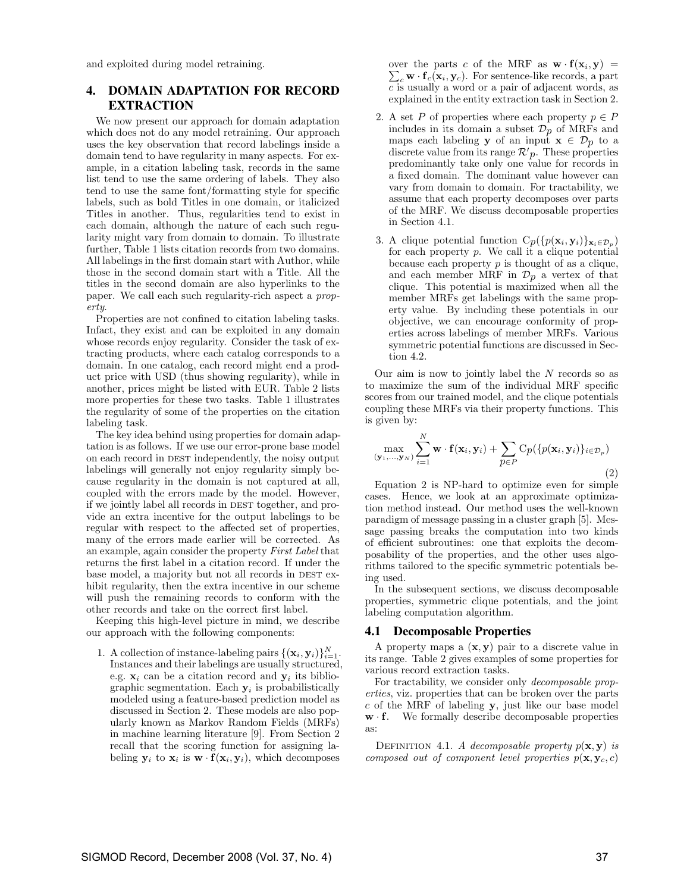and exploited during model retraining.

## 4. DOMAIN ADAPTATION FOR RECORD EXTRACTION

We now present our approach for domain adaptation which does not do any model retraining. Our approach uses the key observation that record labelings inside a domain tend to have regularity in many aspects. For example, in a citation labeling task, records in the same list tend to use the same ordering of labels. They also tend to use the same font/formatting style for specific labels, such as bold Titles in one domain, or italicized Titles in another. Thus, regularities tend to exist in each domain, although the nature of each such regularity might vary from domain to domain. To illustrate further, Table 1 lists citation records from two domains. All labelings in the first domain start with Author, while those in the second domain start with a Title. All the titles in the second domain are also hyperlinks to the paper. We call each such regularity-rich aspect a *property*.

Properties are not confined to citation labeling tasks. Infact, they exist and can be exploited in any domain whose records enjoy regularity. Consider the task of extracting products, where each catalog corresponds to a domain. In one catalog, each record might end a product price with USD (thus showing regularity), while in another, prices might be listed with EUR. Table 2 lists more properties for these two tasks. Table 1 illustrates the regularity of some of the properties on the citation labeling task.

The key idea behind using properties for domain adaptation is as follows. If we use our error-prone base model on each record in DEST independently, the noisy output labelings will generally not enjoy regularity simply because regularity in the domain is not captured at all, coupled with the errors made by the model. However, if we jointly label all records in DEST together, and provide an extra incentive for the output labelings to be regular with respect to the affected set of properties, many of the errors made earlier will be corrected. As an example, again consider the property *First Label* that returns the first label in a citation record. If under the base model, a majority but not all records in DEST exhibit regularity, then the extra incentive in our scheme will push the remaining records to conform with the other records and take on the correct first label.

Keeping this high-level picture in mind, we describe our approach with the following components:

1. A collection of instance-labeling pairs $\{(\mathbf{x}_i, \mathbf{y}_i)\}_{i=1}^N$. Instances and their labelings are usually structured, e.g. $\mathbf{x}_i$ can be a citation record and $\mathbf{y}_i$ its bibliographic segmentation. Each $\mathbf{y}_i$ is probabilistically modeled using a feature-based prediction model as discussed in Section 2. These models are also popularly known as Markov Random Fields (MRFs) in machine learning literature [9]. From Section 2 recall that the scoring function for assigning labeling $\mathbf{y}_i$ to $\mathbf{x}_i$ is $\mathbf{w} \cdot \mathbf{f}(\mathbf{x}_i, \mathbf{y}_i)$, which decomposes over the parts $c$ of the MRF as $\mathbf{w} \cdot \mathbf{f}(\mathbf{x}_i, \mathbf{y}) = \sum_c \mathbf{w} \cdot \mathbf{f}_c(\mathbf{x}_i, \mathbf{y}_c)$. For sentence-like records, a part $c$ is usually a word or a pair of adjacent words, as explained in the entity extraction task in Section 2.

2. A set $P$ of properties where each property $p \in P$ includes in its domain a subset $\mathcal{D}_p$ of MRFs and maps each labeling $\mathbf{y}$ of an input $\mathbf{x} \in \mathcal{D}_p$ to a discrete value from its range $\mathcal{R}'p$. These properties predominantly take only one value for records in a fixed domain. The dominant value however can vary from domain to domain. For tractability, we assume that each property decomposes over parts of the MRF. We discuss decomposable properties in Section 4.1.

3. A clique potential function $\mathrm{C}p(\{p(\mathbf{x}_i, \mathbf{y}_i)\}_{\mathbf{x}_i \in \mathcal{D}_p})$ for each property $p$. We call it a clique potential because each property $p$ is thought of as a clique, and each member MRF in $\mathcal{D}_p$ a vertex of that clique. This potential is maximized when all the member MRFs get labelings with the same property value. By including these potentials in our objective, we can encourage conformity of properties across labelings of member MRFs. Various symmetric potential functions are discussed in Section 4.2.

Our aim is now to jointly label the $N$ records so as to maximize the sum of the individual MRF specific scores from our trained model, and the clique potentials coupling these MRFs via their property functions. This is given by:

$$\max_{(\mathbf{y}_1,\ldots,\mathbf{y}_N)} \sum_{i=1}^{N} \mathbf{w} \cdot \mathbf{f}(\mathbf{x}_i, \mathbf{y}_i) + \sum_{p \in P} \mathrm{C}p(\{p(\mathbf{x}_i, \mathbf{y}_i)\}_{i \in \mathcal{D}_p}) \tag{2}$$

Equation 2 is NP-hard to optimize even for simple cases. Hence, we look at an approximate optimization method instead. Our method uses the well-known paradigm of message passing in a cluster graph [5]. Message passing breaks the computation into two kinds of efficient subroutines: one that exploits the decomposability of the properties, and the other uses algorithms tailored to the specific symmetric potentials being used.

In the subsequent sections, we discuss decomposable properties, symmetric clique potentials, and the joint labeling computation algorithm.

### 4.1 Decomposable Properties

A property maps a $(\mathbf{x}, \mathbf{y})$ pair to a discrete value in its range. Table 2 gives examples of some properties for various record extraction tasks.

For tractability, we consider only *decomposable properties*, viz. properties that can be broken over the parts $c$ of the MRF of labeling $\mathbf{y}$, just like our base model $\mathbf{w} \cdot \mathbf{f}$. We formally describe decomposable properties as:

DEFINITION 4.1. *A decomposable property $p(\mathbf{x}, \mathbf{y})$ is composed out of component level properties $p(\mathbf{x}, \mathbf{y}_c, c)$*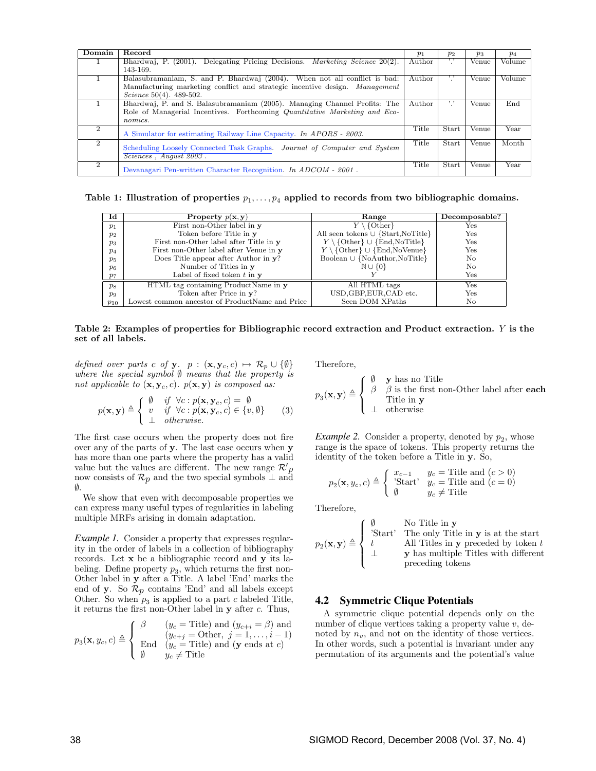| Domain | Record | $p_1$ | $p_2$ | $p_3$ | $p_4$ |
|---|---|---|---|---|---|
| 1 | Bhardwaj, P. (2001). Delegating Pricing Decisions. *Marketing Science* 20(2). 143-169. | Author | '.' | Venue | Volume |
| 1 | Balasubramaniam, S. and P. Bhardwaj (2004). When not all conflict is bad: Manufacturing marketing conflict and strategic incentive design. *Management Science* 50(4). 489-502. | Author | '.' | Venue | Volume |
| 1 | Bhardwaj, P. and S. Balasubramaniam (2005). Managing Channel Profits: The Role of Managerial Incentives. Forthcoming *Quantitative Marketing and Economics*. | Author | '.' | Venue | End |
| 2 | A Simulator for estimating Railway Line Capacity. *In APORS - 2003.* | Title | Start | Venue | Year |
| 2 | Scheduling Loosely Connected Task Graphs. *Journal of Computer and System Sciences , August 2003 .* | Title | Start | Venue | Month |
| 2 | Devanagari Pen-written Character Recognition. *In ADCOM - 2001 .* | Title | Start | Venue | Year |

**Table 1: Illustration of properties $p_1, \ldots, p_4$ applied to records from two bibliographic domains.**

| Id | Property $p(\mathbf{x}, \mathbf{y})$ | Range | Decomposable? |
|---|---|---|---|
| $p_1$ | First non-Other label in $\mathbf{y}$ | $Y \setminus \{\text{Other}\}$ | Yes |
| $p_2$ | Token before Title in $\mathbf{y}$ | All seen tokens $\cup$ {Start,NoTitle} | Yes |
| $p_3$ | First non-Other label after Title in $\mathbf{y}$ | $Y \setminus \{\text{Other}\} \cup \{\text{End,NoTitle}\}$ | Yes |
| $p_4$ | First non-Other label after Venue in $\mathbf{y}$ | $Y \setminus \{\text{Other}\} \cup \{\text{End,NoVenue}\}$ | Yes |
| $p_5$ | Does Title appear after Author in $\mathbf{y}$? | Boolean $\cup$ {NoAuthor,NoTitle} | No |
| $p_6$ | Number of Titles in $\mathbf{y}$ | $\mathbb{N} \cup \{0\}$ | No |
| $p_7$ | Label of fixed token $t$ in $\mathbf{y}$ | $Y$ | Yes |
| $p_8$ | HTML tag containing ProductName in $\mathbf{y}$ | All HTML tags | Yes |
| $p_9$ | Token after Price in $\mathbf{y}$? | USD,GBP,EUR,CAD etc. | Yes |
| $p_{10}$ | Lowest common ancestor of ProductName and Price | Seen DOM XPaths | No |

**Table 2: Examples of properties for Bibliographic record extraction and Product extraction. $Y$ is the set of all labels.**

*defined over parts $c$ of $\mathbf{y}$. $p : (\mathbf{x}, \mathbf{y}_c, c) \mapsto \mathcal{R}_p \cup \{\emptyset\}$ where the special symbol $\emptyset$ means that the property is not applicable to $(\mathbf{x}, \mathbf{y}_c, c)$. $p(\mathbf{x}, \mathbf{y})$ is composed as:*

$$p(\mathbf{x}, \mathbf{y}) \triangleq \begin{cases} \emptyset & \text{if } \forall c : p(\mathbf{x}, \mathbf{y}_c, c) = \emptyset \\ v & \text{if } \forall c : p(\mathbf{x}, \mathbf{y}_c, c) \in \{v, \emptyset\} \\ \perp & \text{otherwise.} \end{cases} \quad (3)$$

The first case occurs when the property does not fire over any of the parts of $\mathbf{y}$. The last case occurs when $\mathbf{y}$ has more than one parts where the property has a valid value but the values are different. The new range $\mathcal{R}'_p$ now consists of $\mathcal{R}_p$ and the two special symbols $\perp$ and $\emptyset$.

We show that even with decomposable properties we can express many useful types of regularities in labeling multiple MRFs arising in domain adaptation.

*Example 1.* Consider a property that expresses regularity in the order of labels in a collection of bibliography records. Let $\mathbf{x}$ be a bibliographic record and $\mathbf{y}$ its labeling. Define property $p_3$, which returns the first non-Other label in $\mathbf{y}$ after a Title. A label 'End' marks the end of $\mathbf{y}$. So $\mathcal{R}_p$ contains 'End' and all labels except Other. So when $p_3$ is applied to a part $c$ labeled Title, it returns the first non-Other label in $\mathbf{y}$ after $c$. Thus,

$$p_3(\mathbf{x}, y_c, c) \triangleq \begin{cases} \beta & (y_c = \text{Title}) \text{ and } (y_{c+i} = \beta) \text{ and} \\ & (y_{c+j} = \text{Other},\ j = 1, \ldots, i-1) \\ \text{End} & (y_c = \text{Title}) \text{ and } (\mathbf{y} \text{ ends at } c) \\ \emptyset & y_c \neq \text{Title} \end{cases}$$

Therefore,

$$p_3(\mathbf{x}, \mathbf{y}) \triangleq \begin{cases} \emptyset & \mathbf{y} \text{ has no Title} \\ \beta & \beta \text{ is the first non-Other label after } \textbf{each} \text{ Title in } \mathbf{y} \\ \perp & \text{otherwise} \end{cases}$$

*Example 2.* Consider a property, denoted by $p_2$, whose range is the space of tokens. This property returns the identity of the token before a Title in $\mathbf{y}$. So,

$$p_2(\mathbf{x}, y_c, c) \triangleq \begin{cases} x_{c-1} & y_c = \text{Title and } (c > 0) \\ \text{'Start'} & y_c = \text{Title and } (c = 0) \\ \emptyset & y_c \neq \text{Title} \end{cases}$$

Therefore,

$$p_2(\mathbf{x}, \mathbf{y}) \triangleq \begin{cases} \emptyset & \text{No Title in } \mathbf{y} \\ \text{'Start'} & \text{The only Title in } \mathbf{y} \text{ is at the start} \\ t & \text{All Titles in } \mathbf{y} \text{ preceded by token } t \\ \perp & \mathbf{y} \text{ has multiple Titles with different preceding tokens} \end{cases}$$

## 4.2 Symmetric Clique Potentials

A symmetric clique potential depends only on the number of clique vertices taking a property value $v$, denoted by $n_v$, and not on the identity of those vertices. In other words, such a potential is invariant under any permutation of its arguments and the potential's value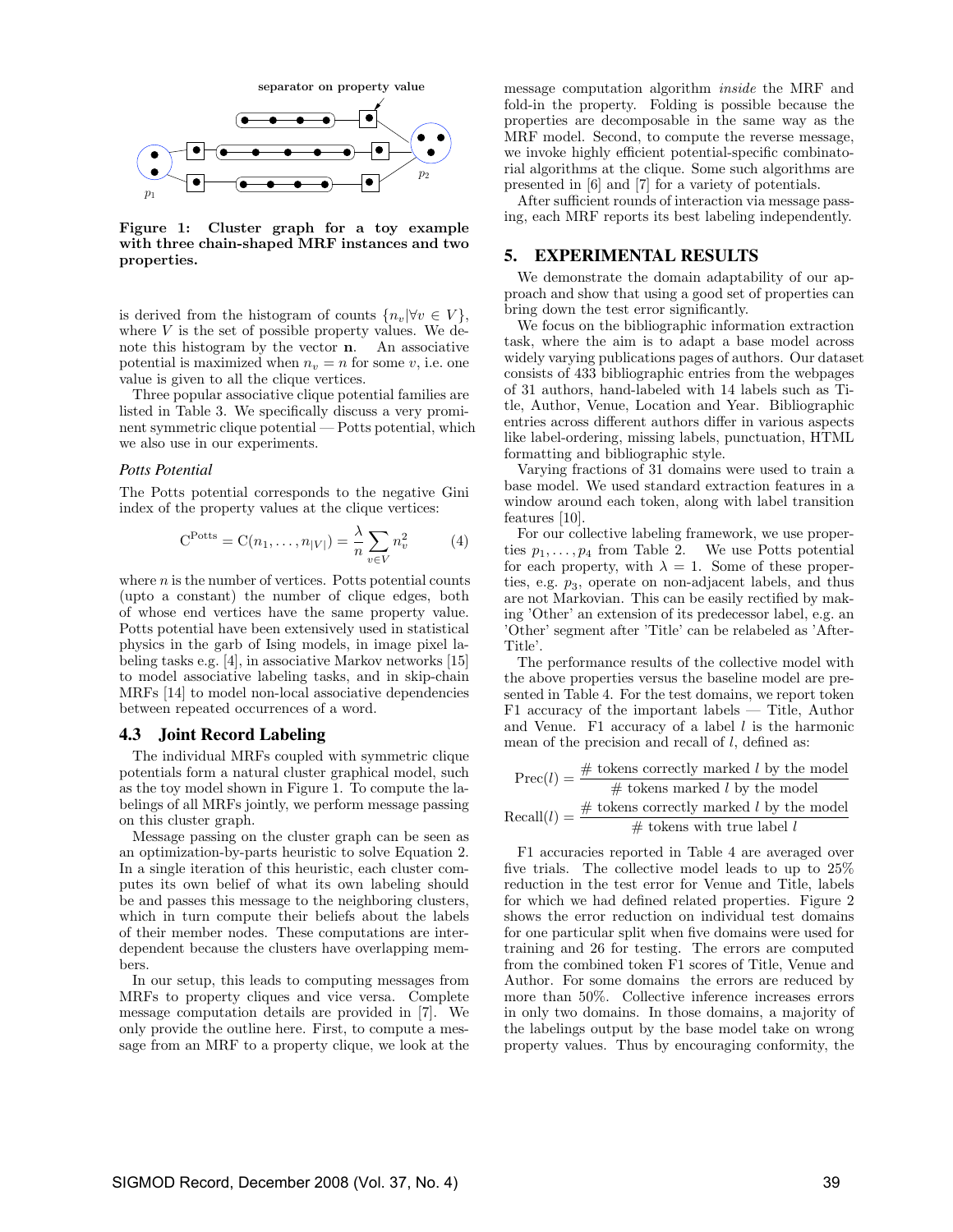separator on property value

$p_1$

$p_2$

**Figure 1: Cluster graph for a toy example with three chain-shaped MRF instances and two properties.**

is derived from the histogram of counts $\{n_v | \forall v \in V\}$, where $V$ is the set of possible property values. We denote this histogram by the vector $\mathbf{n}$. An associative potential is maximized when $n_v = n$ for some $v$, i.e. one value is given to all the clique vertices.

Three popular associative clique potential families are listed in Table 3. We specifically discuss a very prominent symmetric clique potential — Potts potential, which we also use in our experiments.

*Potts Potential*

The Potts potential corresponds to the negative Gini index of the property values at the clique vertices:

$$\mathrm{C}^{\text{Potts}} = \mathrm{C}(n_1, \ldots, n_{|V|}) = \frac{\lambda}{n} \sum_{v \in V} n_v^2 \qquad (4)$$

where $n$ is the number of vertices. Potts potential counts (upto a constant) the number of clique edges, both of whose end vertices have the same property value. Potts potential have been extensively used in statistical physics in the garb of Ising models, in image pixel labeling tasks e.g. [4], in associative Markov networks [15] to model associative labeling tasks, and in skip-chain MRFs [14] to model non-local associative dependencies between repeated occurrences of a word.

### 4.3 Joint Record Labeling

The individual MRFs coupled with symmetric clique potentials form a natural cluster graphical model, such as the toy model shown in Figure 1. To compute the labelings of all MRFs jointly, we perform message passing on this cluster graph.

Message passing on the cluster graph can be seen as an optimization-by-parts heuristic to solve Equation 2. In a single iteration of this heuristic, each cluster computes its own belief of what its own labeling should be and passes this message to the neighboring clusters, which in turn compute their beliefs about the labels of their member nodes. These computations are interdependent because the clusters have overlapping members.

In our setup, this leads to computing messages from MRFs to property cliques and vice versa. Complete message computation details are provided in [7]. We only provide the outline here. First, to compute a message from an MRF to a property clique, we look at the message computation algorithm *inside* the MRF and fold-in the property. Folding is possible because the properties are decomposable in the same way as the MRF model. Second, to compute the reverse message, we invoke highly efficient potential-specific combinatorial algorithms at the clique. Some such algorithms are presented in [6] and [7] for a variety of potentials.

After sufficient rounds of interaction via message passing, each MRF reports its best labeling independently.

## 5. EXPERIMENTAL RESULTS

We demonstrate the domain adaptability of our approach and show that using a good set of properties can bring down the test error significantly.

We focus on the bibliographic information extraction task, where the aim is to adapt a base model across widely varying publications pages of authors. Our dataset consists of 433 bibliographic entries from the webpages of 31 authors, hand-labeled with 14 labels such as Title, Author, Venue, Location and Year. Bibliographic entries across different authors differ in various aspects like label-ordering, missing labels, punctuation, HTML formatting and bibliographic style.

Varying fractions of 31 domains were used to train a base model. We used standard extraction features in a window around each token, along with label transition features [10].

For our collective labeling framework, we use properties $p_1, \ldots, p_4$ from Table 2. We use Potts potential for each property, with $\lambda = 1$. Some of these properties, e.g. $p_3$, operate on non-adjacent labels, and thus are not Markovian. This can be easily rectified by making 'Other' an extension of its predecessor label, e.g. an 'Other' segment after 'Title' can be relabeled as 'After-Title'.

The performance results of the collective model with the above properties versus the baseline model are presented in Table 4. For the test domains, we report token F1 accuracy of the important labels — Title, Author and Venue. F1 accuracy of a label $l$ is the harmonic mean of the precision and recall of $l$, defined as:

$$\text{Prec}(l) = \frac{\#\text{ tokens correctly marked } l \text{ by the model}}{\#\text{ tokens marked } l \text{ by the model}}$$

$$\text{Recall}(l) = \frac{\#\text{ tokens correctly marked } l \text{ by the model}}{\#\text{ tokens with true label } l}$$

F1 accuracies reported in Table 4 are averaged over five trials. The collective model leads to up to 25% reduction in the test error for Venue and Title, labels for which we had defined related properties. Figure 2 shows the error reduction on individual test domains for one particular split when five domains were used for training and 26 for testing. The errors are computed from the combined token F1 scores of Title, Venue and Author. For some domains the errors are reduced by more than 50%. Collective inference increases errors in only two domains. In those domains, a majority of the labelings output by the base model take on wrong property values. Thus by encouraging conformity, the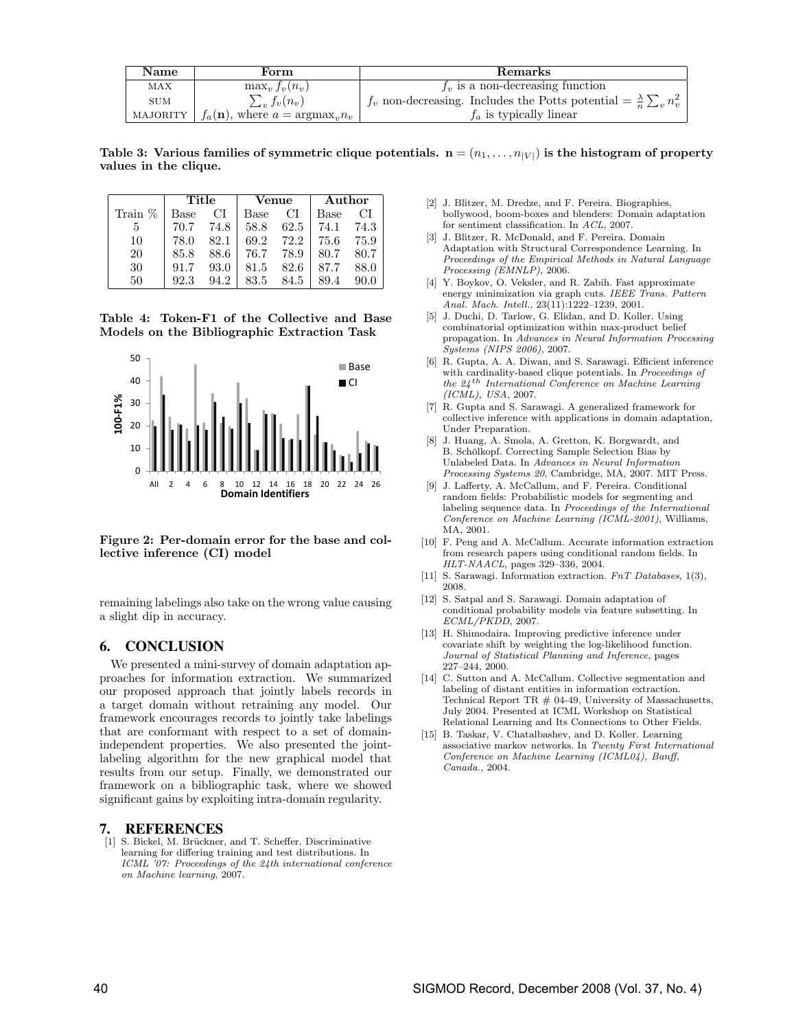| Name | Form | Remarks |
|---|---|---|
| MAX | $\max_v f_v(n_v)$ | $f_v$ is a non-decreasing function |
| SUM | $\sum_v f_v(n_v)$ | $f_v$ non-decreasing. Includes the Potts potential $= \frac{\lambda}{n}\sum_v n_v^2$ |
| MAJORITY | $f_a(\mathbf{n})$, where $a = \text{argmax}_v n_v$ | $f_a$ is typically linear |

**Table 3: Various families of symmetric clique potentials. $\mathbf{n} = (n_1, \ldots, n_{|V|})$ is the histogram of property values in the clique.**

| | Title | | Venue | | Author | |
|---|---|---|---|---|---|---|
| Train % | Base | CI | Base | CI | Base | CI |
| 5 | 70.7 | 74.8 | 58.8 | 62.5 | 74.1 | 74.3 |
| 10 | 78.0 | 82.1 | 69.2 | 72.2 | 75.6 | 75.9 |
| 20 | 85.8 | 88.6 | 76.7 | 78.9 | 80.7 | 80.7 |
| 30 | 91.7 | 93.0 | 81.5 | 82.6 | 87.7 | 88.0 |
| 50 | 92.3 | 94.2 | 83.5 | 84.5 | 89.4 | 90.0 |

**Table 4: Token-F1 of the Collective and Base Models on the Bibliographic Extraction Task**

100-F1%
50
40
30
20
10
0
All 2 4 6 8 10 12 14 16 18 20 22 24 26
Domain Identifiers
Base
CI

**Figure 2: Per-domain error for the base and collective inference (CI) model**

remaining labelings also take on the wrong value causing a slight dip in accuracy.

## 6. CONCLUSION

We presented a mini-survey of domain adaptation approaches for information extraction. We summarized our proposed approach that jointly labels records in a target domain without retraining any model. Our framework encourages records to jointly take labelings that are conformant with respect to a set of domain-independent properties. We also presented the joint-labeling algorithm for the new graphical model that results from our setup. Finally, we demonstrated our framework on a bibliographic task, where we showed significant gains by exploiting intra-domain regularity.

## 7. REFERENCES

[1] S. Bickel, M. Brückner, and T. Scheffer. Discriminative learning for differing training and test distributions. In *ICML '07: Proceedings of the 24th international conference on Machine learning*, 2007.

[2] J. Blitzer, M. Dredze, and F. Pereira. Biographies, bollywood, boom-boxes and blenders: Domain adaptation for sentiment classification. In *ACL*, 2007.

[3] J. Blitzer, R. McDonald, and F. Pereira. Domain Adaptation with Structural Correspondence Learning. In *Proceedings of the Empirical Methods in Natural Language Processing (EMNLP)*, 2006.

[4] Y. Boykov, O. Veksler, and R. Zabih. Fast approximate energy minimization via graph cuts. *IEEE Trans. Pattern Anal. Mach. Intell.*, 23(11):1222–1239, 2001.

[5] J. Duchi, D. Tarlow, G. Elidan, and D. Koller. Using combinatorial optimization within max-product belief propagation. In *Advances in Neural Information Processing Systems (NIPS 2006)*, 2007.

[6] R. Gupta, A. A. Diwan, and S. Sarawagi. Efficient inference with cardinality-based clique potentials. In *Proceedings of the 24$^{th}$ International Conference on Machine Learning (ICML), USA*, 2007.

[7] R. Gupta and S. Sarawagi. A generalized framework for collective inference with applications in domain adaptation, Under Preparation.

[8] J. Huang, A. Smola, A. Gretton, K. Borgwardt, and B. Schölkopf. Correcting Sample Selection Bias by Unlabeled Data. In *Advances in Neural Information Processing Systems 20*, Cambridge, MA, 2007. MIT Press.

[9] J. Lafferty, A. McCallum, and F. Pereira. Conditional random fields: Probabilistic models for segmenting and labeling sequence data. In *Proceedings of the International Conference on Machine Learning (ICML-2001)*, Williams, MA, 2001.

[10] F. Peng and A. McCallum. Accurate information extraction from research papers using conditional random fields. In *HLT-NAACL*, pages 329–336, 2004.

[11] S. Sarawagi. Information extraction. *FnT Databases*, 1(3), 2008.

[12] S. Satpal and S. Sarawagi. Domain adaptation of conditional probability models via feature subsetting. In *ECML/PKDD*, 2007.

[13] H. Shimodaira. Improving predictive inference under covariate shift by weighting the log-likelihood function. *Journal of Statistical Planning and Inference*, pages 227–244, 2000.

[14] C. Sutton and A. McCallum. Collective segmentation and labeling of distant entities in information extraction. Technical Report TR # 04-49, University of Massachusetts, July 2004. Presented at ICML Workshop on Statistical Relational Learning and Its Connections to Other Fields.

[15] B. Taskar, V. Chatalbashev, and D. Koller. Learning associative markov networks. In *Twenty First International Conference on Machine Learning (ICML04), Banff, Canada.*, 2004.